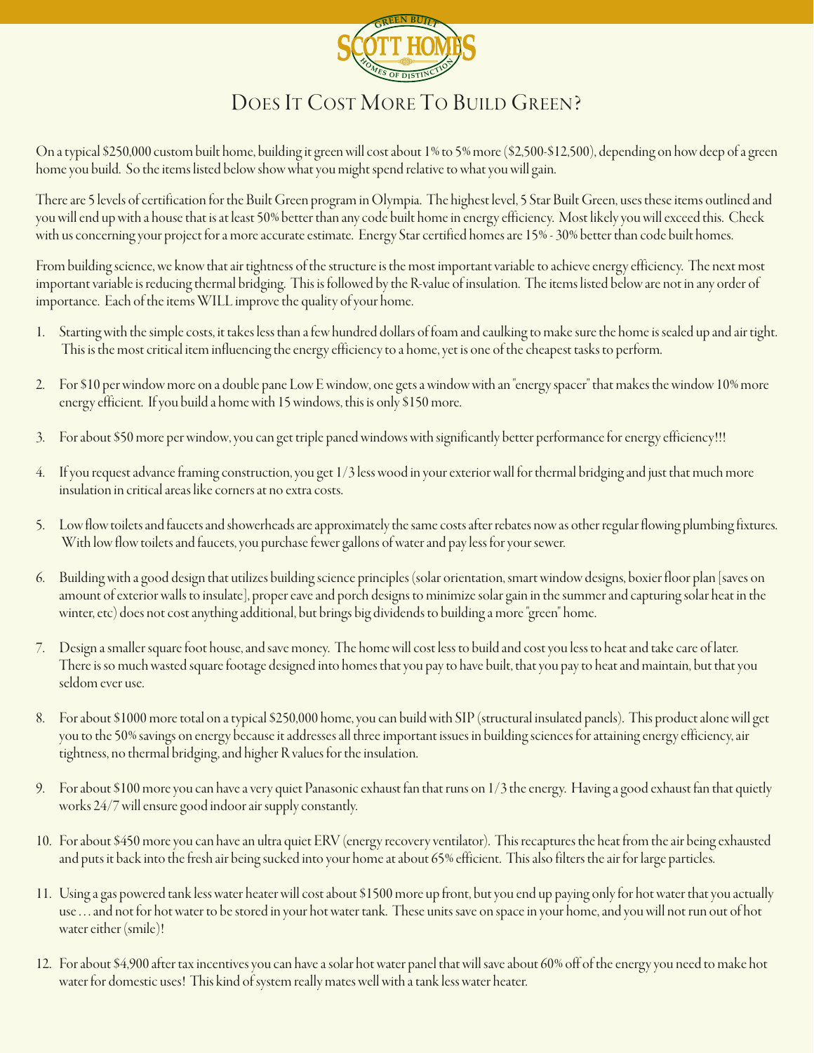# Does It Cost More To Build Green?

On a typical $250,000 custom built home, building it green will cost about 1% to 5% more ($2,500-$12,500), depending on how deep of a green home you build. So the items listed below show what you might spend relative to what you will gain.

There are 5 levels of certification for the Built Green program in Olympia. The highest level, 5 Star Built Green, uses these items outlined and you will end up with a house that is at least 50% better than any code built home in energy efficiency. Most likely you will exceed this. Check with us concerning your project for a more accurate estimate. Energy Star certified homes are 15% - 30% better than code built homes.

From building science, we know that air tightness of the structure is the most important variable to achieve energy efficiency. The next most important variable is reducing thermal bridging. This is followed by the R-value of insulation. The items listed below are not in any order of importance. Each of the items WILL improve the quality of your home.

1. Starting with the simple costs, it takes less than a few hundred dollars of foam and caulking to make sure the home is sealed up and air tight. This is the most critical item influencing the energy efficiency to a home, yet is one of the cheapest tasks to perform.

2. For $10 per window more on a double pane Low E window, one gets a window with an "energy spacer" that makes the window 10% more energy efficient. If you build a home with 15 windows, this is only $150 more.

3. For about $50 more per window, you can get triple paned windows with significantly better performance for energy efficiency!!!

4. If you request advance framing construction, you get 1/3 less wood in your exterior wall for thermal bridging and just that much more insulation in critical areas like corners at no extra costs.

5. Low flow toilets and faucets and showerheads are approximately the same costs after rebates now as other regular flowing plumbing fixtures. With low flow toilets and faucets, you purchase fewer gallons of water and pay less for your sewer.

6. Building with a good design that utilizes building science principles (solar orientation, smart window designs, boxier floor plan [saves on amount of exterior walls to insulate], proper eave and porch designs to minimize solar gain in the summer and capturing solar heat in the winter, etc) does not cost anything additional, but brings big dividends to building a more "green" home.

7. Design a smaller square foot house, and save money. The home will cost less to build and cost you less to heat and take care of later. There is so much wasted square footage designed into homes that you pay to have built, that you pay to heat and maintain, but that you seldom ever use.

8. For about $1000 more total on a typical $250,000 home, you can build with SIP (structural insulated panels). This product alone will get you to the 50% savings on energy because it addresses all three important issues in building sciences for attaining energy efficiency, air tightness, no thermal bridging, and higher R values for the insulation.

9. For about $100 more you can have a very quiet Panasonic exhaust fan that runs on 1/3 the energy. Having a good exhaust fan that quietly works 24/7 will ensure good indoor air supply constantly.

10. For about $450 more you can have an ultra quiet ERV (energy recovery ventilator). This recaptures the heat from the air being exhausted and puts it back into the fresh air being sucked into your home at about 65% efficient. This also filters the air for large particles.

11. Using a gas powered tank less water heater will cost about $1500 more up front, but you end up paying only for hot water that you actually use … and not for hot water to be stored in your hot water tank. These units save on space in your home, and you will not run out of hot water either (smile)!

12. For about $4,900 after tax incentives you can have a solar hot water panel that will save about 60% off of the energy you need to make hot water for domestic uses! This kind of system really mates well with a tank less water heater.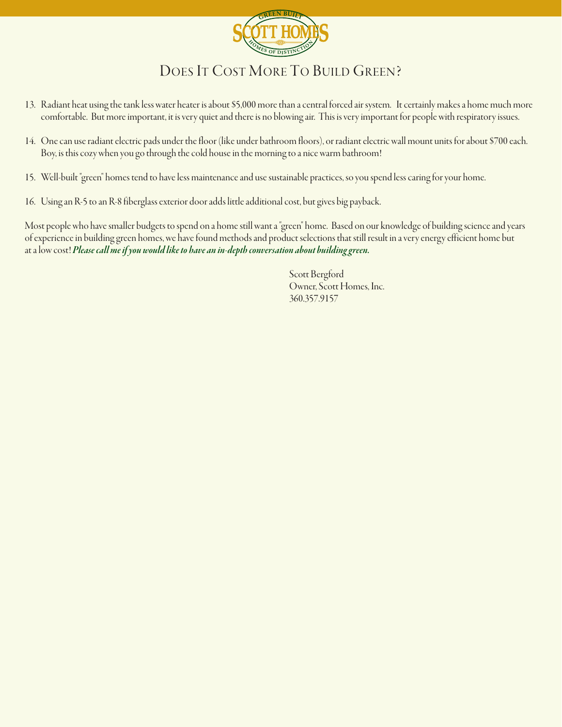# Does It Cost More To Build Green?

13. Radiant heat using the tank less water heater is about $5,000 more than a central forced air system. It certainly makes a home much more comfortable. But more important, it is very quiet and there is no blowing air. This is very important for people with respiratory issues.

14. One can use radiant electric pads under the floor (like under bathroom floors), or radiant electric wall mount units for about $700 each. Boy, is this cozy when you go through the cold house in the morning to a nice warm bathroom!

15. Well-built "green" homes tend to have less maintenance and use sustainable practices, so you spend less caring for your home.

16. Using an R-5 to an R-8 fiberglass exterior door adds little additional cost, but gives big payback.

Most people who have smaller budgets to spend on a home still want a "green" home. Based on our knowledge of building science and years of experience in building green homes, we have found methods and product selections that still result in a very energy efficient home but at a low cost! ***Please call me if you would like to have an in-depth conversation about building green.***

Scott Bergford
Owner, Scott Homes, Inc.
360.357.9157